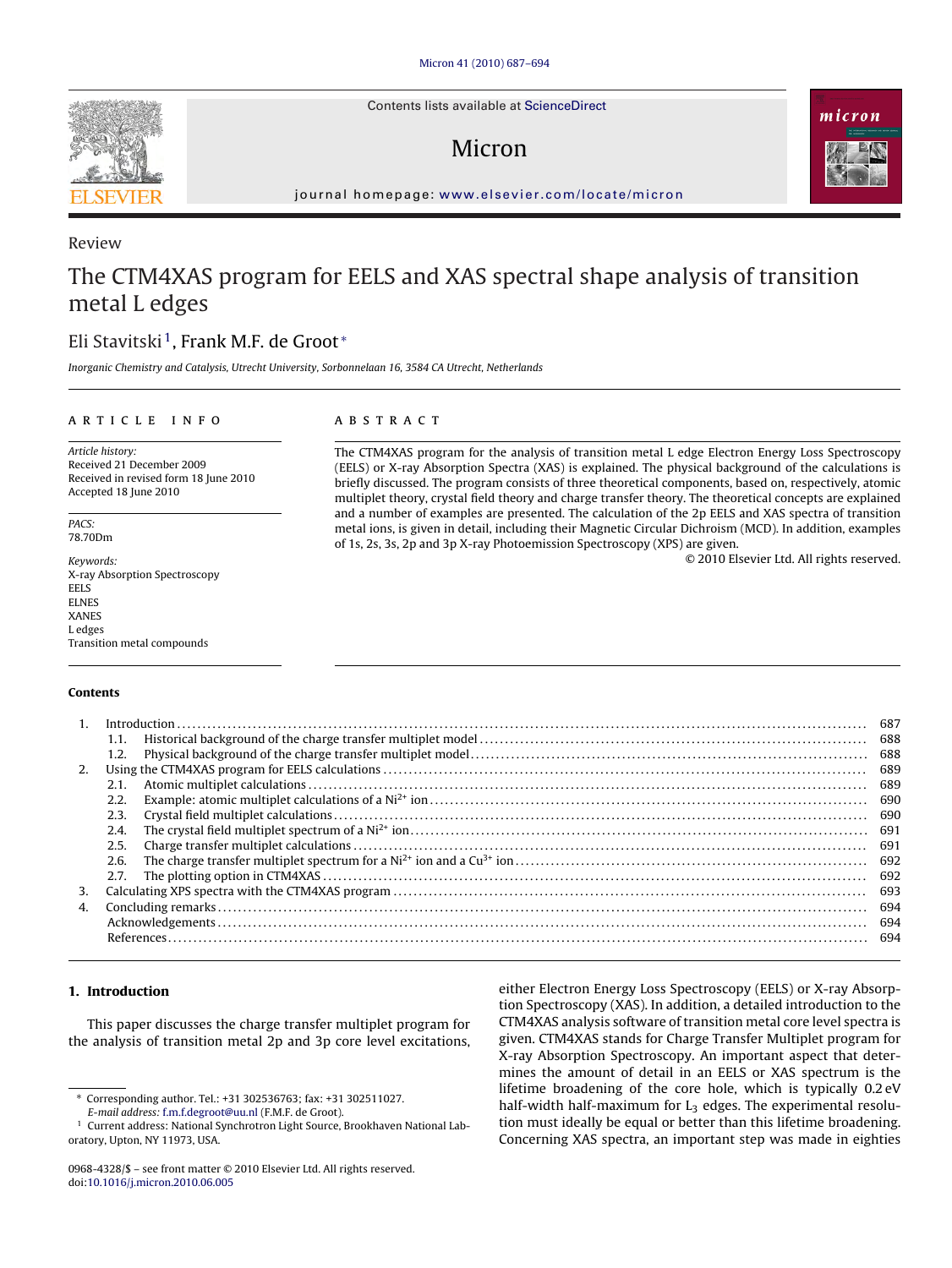Review

# The CTM4XAS program for EELS and XAS spectral shape analysis of transition metal L edges

Eli Stavitski[1], Frank M.F. de Groot*

*Inorganic Chemistry and Catalysis, Utrecht University, Sorbonnelaan 16, 3584 CA Utrecht, Netherlands*

**ARTICLE INFO**

*Article history:*
Received 21 December 2009
Received in revised form 18 June 2010
Accepted 18 June 2010

*PACS:*
78.70Dm

*Keywords:*
X-ray Absorption Spectroscopy
EELS
ELNES
XANES
L edges
Transition metal compounds

**ABSTRACT**

The CTM4XAS program for the analysis of transition metal L edge Electron Energy Loss Spectroscopy (EELS) or X-ray Absorption Spectra (XAS) is explained. The physical background of the calculations is briefly discussed. The program consists of three theoretical components, based on, respectively, atomic multiplet theory, crystal field theory and charge transfer theory. The theoretical concepts are explained and a number of examples are presented. The calculation of the 2p EELS and XAS spectra of transition metal ions, is given in detail, including their Magnetic Circular Dichroism (MCD). In addition, examples of 1s, 2s, 3s, 2p and 3p X-ray Photoemission Spectroscopy (XPS) are given.

© 2010 Elsevier Ltd. All rights reserved.

**Contents**

1. Introduction ... 687
   1.1. Historical background of the charge transfer multiplet model ... 688
   1.2. Physical background of the charge transfer multiplet model ... 688
2. Using the CTM4XAS program for EELS calculations ... 689
   2.1. Atomic multiplet calculations ... 689
   2.2. Example: atomic multiplet calculations of a $Ni^{2+}$ ion ... 690
   2.3. Crystal field multiplet calculations ... 690
   2.4. The crystal field multiplet spectrum of a $Ni^{2+}$ ion ... 691
   2.5. Charge transfer multiplet calculations ... 691
   2.6. The charge transfer multiplet spectrum for a $Ni^{2+}$ ion and a $Cu^{3+}$ ion ... 692
   2.7. The plotting option in CTM4XAS ... 692
3. Calculating XPS spectra with the CTM4XAS program ... 693
4. Concluding remarks ... 694
   Acknowledgements ... 694
   References ... 694

## 1. Introduction

This paper discusses the charge transfer multiplet program for the analysis of transition metal 2p and 3p core level excitations, either Electron Energy Loss Spectroscopy (EELS) or X-ray Absorption Spectroscopy (XAS). In addition, a detailed introduction to the CTM4XAS analysis software of transition metal core level spectra is given. CTM4XAS stands for Charge Transfer Multiplet program for X-ray Absorption Spectroscopy. An important aspect that determines the amount of detail in an EELS or XAS spectrum is the lifetime broadening of the core hole, which is typically 0.2 eV half-width half-maximum for $L_3$ edges. The experimental resolution must ideally be equal or better than this lifetime broadening. Concerning XAS spectra, an important step was made in eighties

---

* Corresponding author. Tel.: +31 302536763; fax: +31 302511027.
*E-mail address:* f.m.f.degroot@uu.nl (F.M.F. de Groot).
[1] Current address: National Synchrotron Light Source, Brookhaven National Laboratory, Upton, NY 11973, USA.

0968-4328/$ – see front matter © 2010 Elsevier Ltd. All rights reserved.
doi:10.1016/j.micron.2010.06.005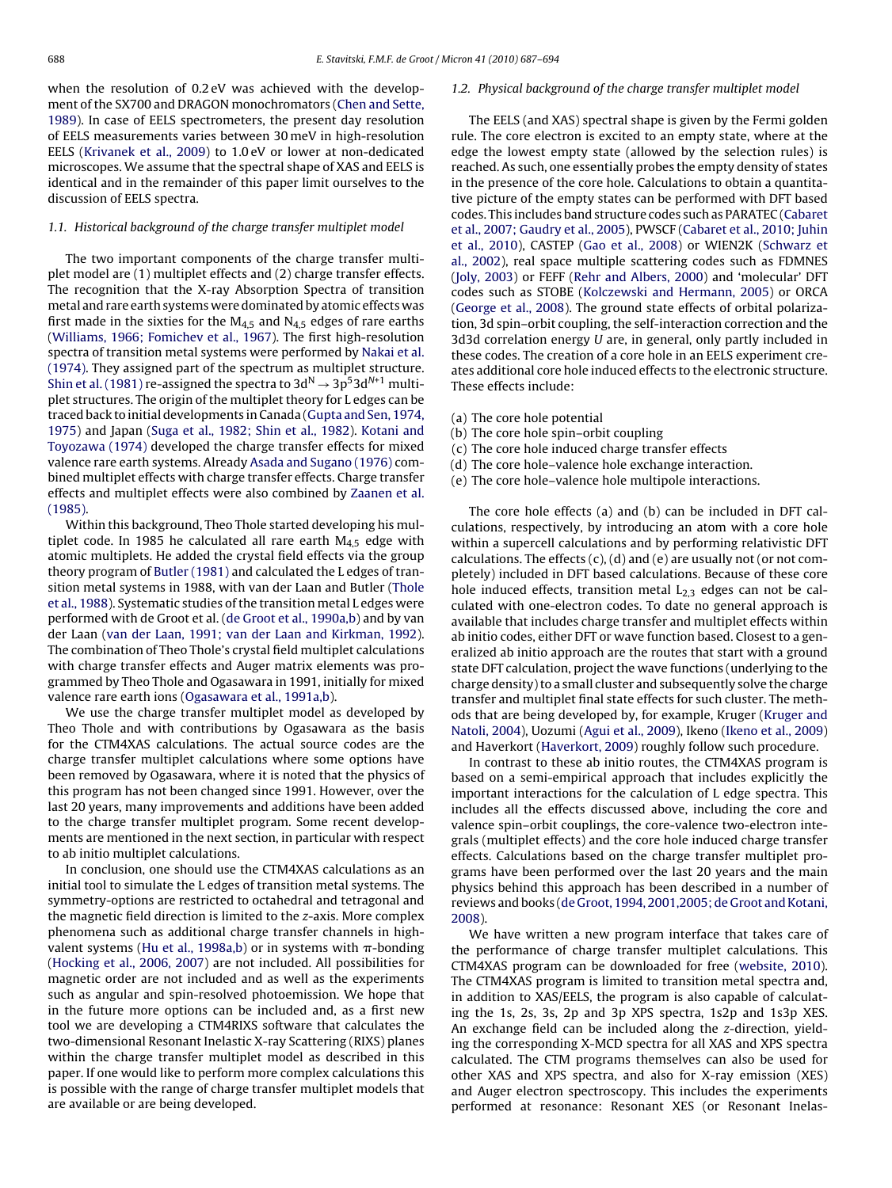when the resolution of 0.2 eV was achieved with the development of the SX700 and DRAGON monochromators (Chen and Sette, 1989). In case of EELS spectrometers, the present day resolution of EELS measurements varies between 30 meV in high-resolution EELS (Krivanek et al., 2009) to 1.0 eV or lower at non-dedicated microscopes. We assume that the spectral shape of XAS and EELS is identical and in the remainder of this paper limit ourselves to the discussion of EELS spectra.

### 1.1. Historical background of the charge transfer multiplet model

The two important components of the charge transfer multiplet model are (1) multiplet effects and (2) charge transfer effects. The recognition that the X-ray Absorption Spectra of transition metal and rare earth systems were dominated by atomic effects was first made in the sixties for the $M_{4,5}$ and $N_{4,5}$ edges of rare earths (Williams, 1966; Fomichev et al., 1967). The first high-resolution spectra of transition metal systems were performed by Nakai et al. (1974). They assigned part of the spectrum as multiplet structure. Shin et al. (1981) re-assigned the spectra to $3d^N \rightarrow 3p^5 3d^{N+1}$ multiplet structures. The origin of the multiplet theory for L edges can be traced back to initial developments in Canada (Gupta and Sen, 1974, 1975) and Japan (Suga et al., 1982; Shin et al., 1982). Kotani and Toyozawa (1974) developed the charge transfer effects for mixed valence rare earth systems. Already Asada and Sugano (1976) combined multiplet effects with charge transfer effects. Charge transfer effects and multiplet effects were also combined by Zaanen et al. (1985).

Within this background, Theo Thole started developing his multiplet code. In 1985 he calculated all rare earth $M_{4,5}$ edge with atomic multiplets. He added the crystal field effects via the group theory program of Butler (1981) and calculated the L edges of transition metal systems in 1988, with van der Laan and Butler (Thole et al., 1988). Systematic studies of the transition metal L edges were performed with de Groot et al. (de Groot et al., 1990a,b) and by van der Laan (van der Laan, 1991; van der Laan and Kirkman, 1992). The combination of Theo Thole's crystal field multiplet calculations with charge transfer effects and Auger matrix elements was programmed by Theo Thole and Ogasawara in 1991, initially for mixed valence rare earth ions (Ogasawara et al., 1991a,b).

We use the charge transfer multiplet model as developed by Theo Thole and with contributions by Ogasawara as the basis for the CTM4XAS calculations. The actual source codes are the charge transfer multiplet calculations where some options have been removed by Ogasawara, where it is noted that the physics of this program has not been changed since 1991. However, over the last 20 years, many improvements and additions have been added to the charge transfer multiplet program. Some recent developments are mentioned in the next section, in particular with respect to ab initio multiplet calculations.

In conclusion, one should use the CTM4XAS calculations as an initial tool to simulate the L edges of transition metal systems. The symmetry-options are restricted to octahedral and tetragonal and the magnetic field direction is limited to the z-axis. More complex phenomena such as additional charge transfer channels in high-valent systems (Hu et al., 1998a,b) or in systems with π-bonding (Hocking et al., 2006, 2007) are not included. All possibilities for magnetic order are not included and as well as the experiments such as angular and spin-resolved photoemission. We hope that in the future more options can be included and, as a first new tool we are developing a CTM4RIXS software that calculates the two-dimensional Resonant Inelastic X-ray Scattering (RIXS) planes within the charge transfer multiplet model as described in this paper. If one would like to perform more complex calculations this is possible with the range of charge transfer multiplet models that are available or are being developed.

### 1.2. Physical background of the charge transfer multiplet model

The EELS (and XAS) spectral shape is given by the Fermi golden rule. The core electron is excited to an empty state, where at the edge the lowest empty state (allowed by the selection rules) is reached. As such, one essentially probes the empty density of states in the presence of the core hole. Calculations to obtain a quantitative picture of the empty states can be performed with DFT based codes. This includes band structure codes such as PARATEC (Cabaret et al., 2007; Gaudry et al., 2005), PWSCF (Cabaret et al., 2010; Juhin et al., 2010), CASTEP (Gao et al., 2008) or WIEN2K (Schwarz et al., 2002), real space multiple scattering codes such as FDMNES (Joly, 2003) or FEFF (Rehr and Albers, 2000) and 'molecular' DFT codes such as STOBE (Kolczewski and Hermann, 2005) or ORCA (George et al., 2008). The ground state effects of orbital polarization, 3d spin–orbit coupling, the self-interaction correction and the 3d3d correlation energy $U$ are, in general, only partly included in these codes. The creation of a core hole in an EELS experiment creates additional core hole induced effects to the electronic structure. These effects include:

(a) The core hole potential
(b) The core hole spin–orbit coupling
(c) The core hole induced charge transfer effects
(d) The core hole–valence hole exchange interaction.
(e) The core hole–valence hole multipole interactions.

The core hole effects (a) and (b) can be included in DFT calculations, respectively, by introducing an atom with a core hole within a supercell calculations and by performing relativistic DFT calculations. The effects (c), (d) and (e) are usually not (or not completely) included in DFT based calculations. Because of these core hole induced effects, transition metal $L_{2,3}$ edges can not be calculated with one-electron codes. To date no general approach is available that includes charge transfer and multiplet effects within ab initio codes, either DFT or wave function based. Closest to a generalized ab initio approach are the routes that start with a ground state DFT calculation, project the wave functions (underlying to the charge density) to a small cluster and subsequently solve the charge transfer and multiplet final state effects for such cluster. The methods that are being developed by, for example, Kruger (Kruger and Natoli, 2004), Uozumi (Agui et al., 2009), Ikeno (Ikeno et al., 2009) and Haverkort (Haverkort, 2009) roughly follow such procedure.

In contrast to these ab initio routes, the CTM4XAS program is based on a semi-empirical approach that includes explicitly the important interactions for the calculation of L edge spectra. This includes all the effects discussed above, including the core and valence spin–orbit couplings, the core-valence two-electron integrals (multiplet effects) and the core hole induced charge transfer effects. Calculations based on the charge transfer multiplet programs have been performed over the last 20 years and the main physics behind this approach has been described in a number of reviews and books (de Groot, 1994, 2001,2005; de Groot and Kotani, 2008).

We have written a new program interface that takes care of the performance of charge transfer multiplet calculations. This CTM4XAS program can be downloaded for free (website, 2010). The CTM4XAS program is limited to transition metal spectra and, in addition to XAS/EELS, the program is also capable of calculating the 1s, 2s, 3s, 2p and 3p XPS spectra, 1s2p and 1s3p XES. An exchange field can be included along the z-direction, yielding the corresponding X-MCD spectra for all XAS and XPS spectra calculated. The CTM programs themselves can also be used for other XAS and XPS spectra, and also for X-ray emission (XES) and Auger electron spectroscopy. This includes the experiments performed at resonance: Resonant XES (or Resonant Inelas-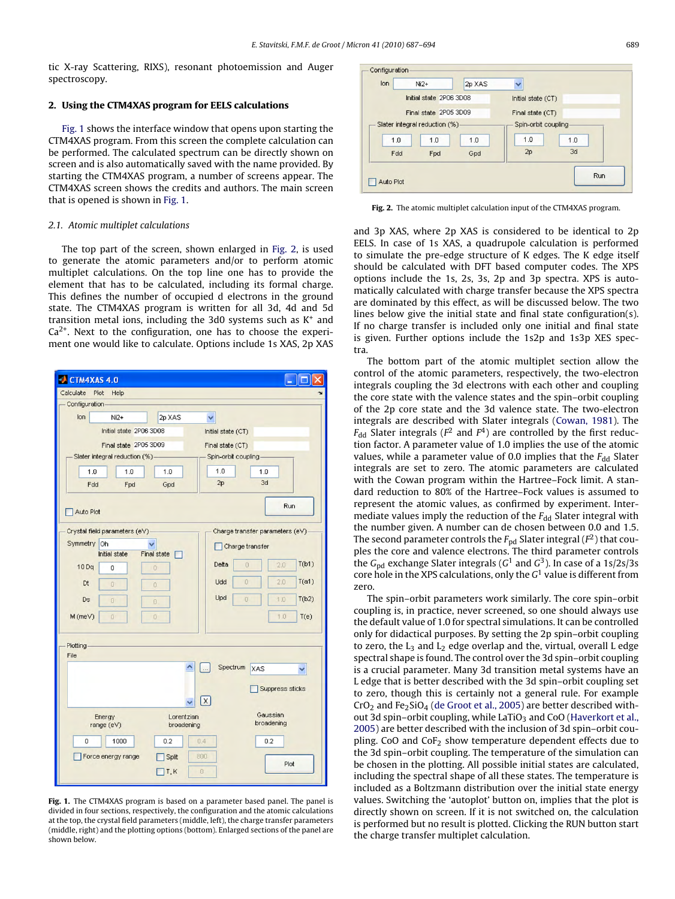tic X-ray Scattering, RIXS), resonant photoemission and Auger spectroscopy.

## 2. Using the CTM4XAS program for EELS calculations

Fig. 1 shows the interface window that opens upon starting the CTM4XAS program. From this screen the complete calculation can be performed. The calculated spectrum can be directly shown on screen and is also automatically saved with the name provided. By starting the CTM4XAS program, a number of screens appear. The CTM4XAS screen shows the credits and authors. The main screen that is opened is shown in Fig. 1.

### 2.1. Atomic multiplet calculations

The top part of the screen, shown enlarged in Fig. 2, is used to generate the atomic parameters and/or to perform atomic multiplet calculations. On the top line one has to provide the element that has to be calculated, including its formal charge. This defines the number of occupied d electrons in the ground state. The CTM4XAS program is written for all 3d, 4d and 5d transition metal ions, including the 3d0 systems such as $K^+$ and $Ca^{2+}$. Next to the configuration, one has to choose the experiment one would like to calculate. Options include 1s XAS, 2p XAS and 3p XAS, where 2p XAS is considered to be identical to 2p EELS. In case of 1s XAS, a quadrupole calculation is performed to simulate the pre-edge structure of K edges. The K edge itself should be calculated with DFT based computer codes. The XPS options include the 1s, 2s, 3s, 2p and 3p spectra. XPS is automatically calculated with charge transfer because the XPS spectra are dominated by this effect, as will be discussed below. The two lines below give the initial state and final state configuration(s). If no charge transfer is included only one initial and final state is given. Further options include the 1s2p and 1s3p XES spectra.

Fig. 1. The CTM4XAS program is based on a parameter based panel. The panel is divided in four sections, respectively, the configuration and the atomic calculations at the top, the crystal field parameters (middle, left), the charge transfer parameters (middle, right) and the plotting options (bottom). Enlarged sections of the panel are shown below.

Fig. 2. The atomic multiplet calculation input of the CTM4XAS program.

The bottom part of the atomic multiplet section allow the control of the atomic parameters, respectively, the two-electron integrals coupling the 3d electrons with each other and coupling the core state with the valence states and the spin–orbit coupling of the 2p core state and the 3d valence state. The two-electron integrals are described with Slater integrals (Cowan, 1981). The $F_{dd}$ Slater integrals ($F^2$ and $F^4$) are controlled by the first reduction factor. A parameter value of 1.0 implies the use of the atomic values, while a parameter value of 0.0 implies that the $F_{dd}$ Slater integrals are set to zero. The atomic parameters are calculated with the Cowan program within the Hartree–Fock limit. A standard reduction to 80% of the Hartree–Fock values is assumed to represent the atomic values, as confirmed by experiment. Intermediate values imply the reduction of the $F_{dd}$ Slater integral with the number given. A number can de chosen between 0.0 and 1.5. The second parameter controls the $F_{pd}$ Slater integral ($F^2$) that couples the core and valence electrons. The third parameter controls the $G_{pd}$ exchange Slater integrals ($G^1$ and $G^3$). In case of a 1s/2s/3s core hole in the XPS calculations, only the $G^1$ value is different from zero.

The spin–orbit parameters work similarly. The core spin–orbit coupling is, in practice, never screened, so one should always use the default value of 1.0 for spectral simulations. It can be controlled only for didactical purposes. By setting the 2p spin–orbit coupling to zero, the $L_3$ and $L_2$ edge overlap and the, virtual, overall L edge spectral shape is found. The control over the 3d spin–orbit coupling is a crucial parameter. Many 3d transition metal systems have an L edge that is better described with the 3d spin–orbit coupling set to zero, though this is certainly not a general rule. For example $CrO_2$ and $Fe_2SiO_4$ (de Groot et al., 2005) are better described without 3d spin–orbit coupling, while $LaTiO_3$ and CoO (Haverkort et al., 2005) are better described with the inclusion of 3d spin–orbit coupling. CoO and $CoF_2$ show temperature dependent effects due to the 3d spin–orbit coupling. The temperature of the simulation can be chosen in the plotting. All possible initial states are calculated, including the spectral shape of all these states. The temperature is included as a Boltzmann distribution over the initial state energy values. Switching the ‘autoplot’ button on, implies that the plot is directly shown on screen. If it is not switched on, the calculation is performed but no result is plotted. Clicking the RUN button start the charge transfer multiplet calculation.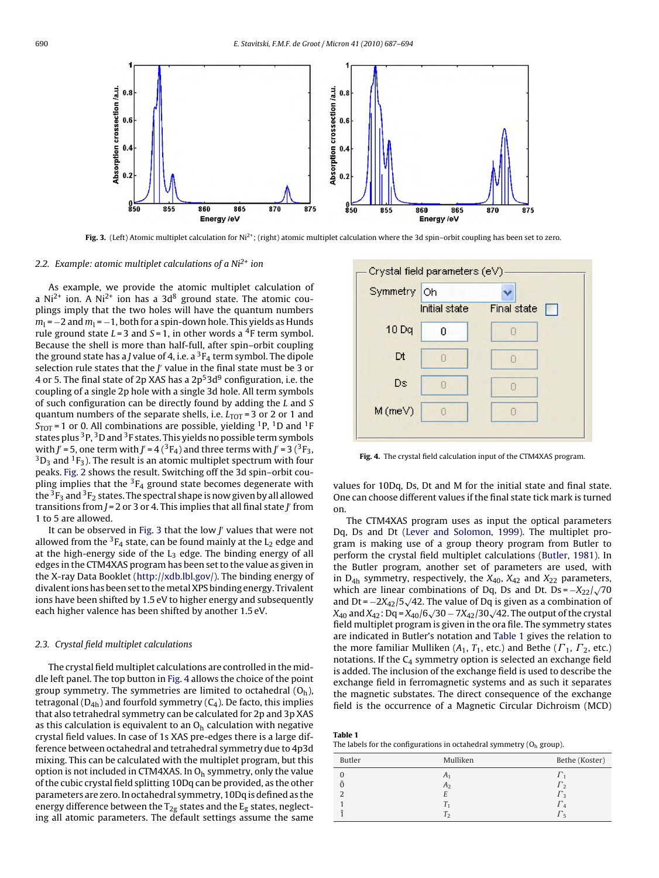Fig. 3. (Left) Atomic multiplet calculation for $Ni^{2+}$; (right) atomic multiplet calculation where the 3d spin–orbit coupling has been set to zero.

### 2.2. Example: atomic multiplet calculations of a $Ni^{2+}$ ion

As example, we provide the atomic multiplet calculation of a $Ni^{2+}$ ion. A $Ni^{2+}$ ion has a $3d^8$ ground state. The atomic couplings imply that the two holes will have the quantum numbers $m_l = -2$ and $m_l = -1$, both for a spin-down hole. This yields as Hunds rule ground state $L = 3$ and $S = 1$, in other words a $^4F$ term symbol. Because the shell is more than half-full, after spin–orbit coupling the ground state has a $J$ value of 4, i.e. a $^3F_4$ term symbol. The dipole selection rule states that the $J'$ value in the final state must be 3 or 4 or 5. The final state of 2p XAS has a $2p^5 3d^9$ configuration, i.e. the coupling of a single 2p hole with a single 3d hole. All term symbols of such configuration can be directly found by adding the $L$ and $S$ quantum numbers of the separate shells, i.e. $L_{TOT} = 3$ or 2 or 1 and $S_{TOT} = 1$ or 0. All combinations are possible, yielding $^1P$, $^1D$ and $^1F$ states plus $^3P$, $^3D$ and $^3F$ states. This yields no possible term symbols with $J' = 5$, one term with $J' = 4$ ($^3F_4$) and three terms with $J' = 3$ ($^3F_3$, $^3D_3$ and $^1F_3$). The result is an atomic multiplet spectrum with four peaks. Fig. 2 shows the result. Switching off the 3d spin–orbit coupling implies that the $^3F_4$ ground state becomes degenerate with the $^3F_3$ and $^3F_2$ states. The spectral shape is now given by all allowed transitions from $J = 2$ or 3 or 4. This implies that all final state $J'$ from 1 to 5 are allowed.

It can be observed in Fig. 3 that the low $J'$ values that were not allowed from the $^3F_4$ state, can be found mainly at the $L_2$ edge and at the high-energy side of the $L_3$ edge. The binding energy of all edges in the CTM4XAS program has been set to the value as given in the X-ray Data Booklet (http://xdb.lbl.gov/). The binding energy of divalent ions has been set to the metal XPS binding energy. Trivalent ions have been shifted by 1.5 eV to higher energy and subsequently each higher valence has been shifted by another 1.5 eV.

### 2.3. Crystal field multiplet calculations

The crystal field multiplet calculations are controlled in the middle left panel. The top button in Fig. 4 allows the choice of the point group symmetry. The symmetries are limited to octahedral ($O_h$), tetragonal ($D_{4h}$) and fourfold symmetry ($C_4$). De facto, this implies that also tetrahedral symmetry can be calculated for 2p and 3p XAS as this calculation is equivalent to an $O_h$ calculation with negative crystal field values. In case of 1s XAS pre-edges there is a large difference between octahedral and tetrahedral symmetry due to 4p3d mixing. This can be calculated with the multiplet program, but this option is not included in CTM4XAS. In $O_h$ symmetry, only the value of the cubic crystal field splitting 10Dq can be provided, as the other parameters are zero. In octahedral symmetry, 10Dq is defined as the energy difference between the $T_{2g}$ states and the $E_g$ states, neglecting all atomic parameters. The default settings assume the same values for 10Dq, Ds, Dt and M for the initial state and final state. One can choose different values if the final state tick mark is turned on.

Fig. 4. The crystal field calculation input of the CTM4XAS program.

The CTM4XAS program uses as input the optical parameters Dq, Ds and Dt (Lever and Solomon, 1999). The multiplet program is making use of a group theory program from Butler to perform the crystal field multiplet calculations (Butler, 1981). In the Butler program, another set of parameters are used, with in $D_{4h}$ symmetry, respectively, the $X_{40}$, $X_{42}$ and $X_{22}$ parameters, which are linear combinations of Dq, Ds and Dt. $Ds = -X_{22}/\sqrt{70}$ and $Dt = -2X_{42}/5\sqrt{42}$. The value of Dq is given as a combination of $X_{40}$ and $X_{42}$: $Dq = X_{40}/6\sqrt{30} - 7X_{42}/30\sqrt{42}$. The output of the crystal field multiplet program is given in the ora file. The symmetry states are indicated in Butler's notation and Table 1 gives the relation to the more familiar Mulliken ($A_1$, $T_1$, etc.) and Bethe ($\Gamma_1$, $\Gamma_2$, etc.) notations. If the $C_4$ symmetry option is selected an exchange field is added. The inclusion of the exchange field is used to describe the exchange field in ferromagnetic systems and as such it separates the magnetic substates. The direct consequence of the exchange field is the occurrence of a Magnetic Circular Dichroism (MCD)

**Table 1**
The labels for the configurations in octahedral symmetry ($O_h$ group).

| Butler | Mulliken | Bethe (Koster) |
|---|---|---|
| 0 | $A_1$ | $\Gamma_1$ |
| $\hat{0}$ | $A_2$ | $\Gamma_2$ |
| 2 | $E$ | $\Gamma_3$ |
| 1 | $T_1$ | $\Gamma_4$ |
| $\hat{1}$ | $T_2$ | $\Gamma_5$ |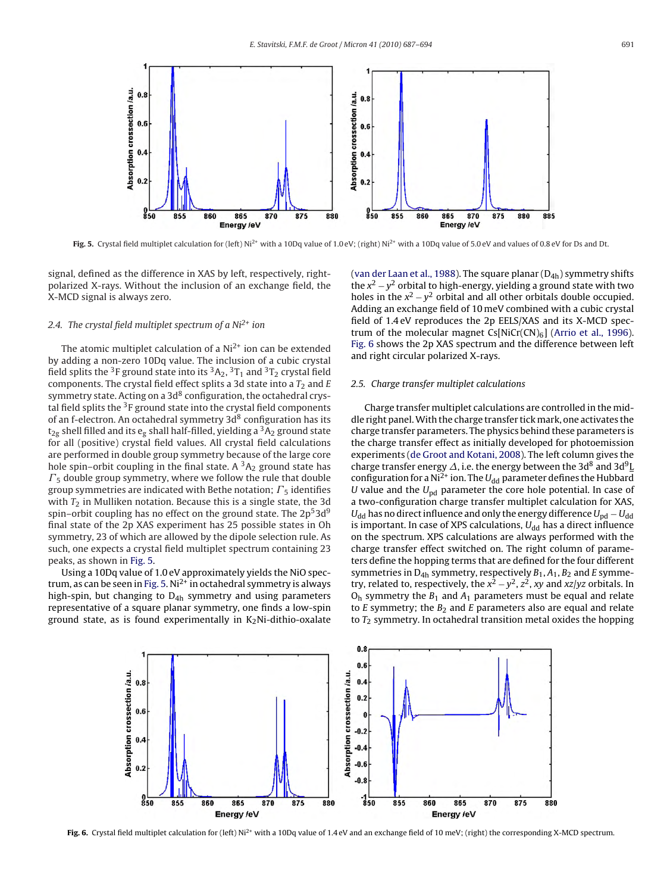Fig. 5. Crystal field multiplet calculation for (left) $Ni^{2+}$ with a 10Dq value of 1.0 eV; (right) $Ni^{2+}$ with a 10Dq value of 5.0 eV and values of 0.8 eV for Ds and Dt.

signal, defined as the difference in XAS by left, respectively, right-polarized X-rays. Without the inclusion of an exchange field, the X-MCD signal is always zero.

### 2.4. The crystal field multiplet spectrum of a $Ni^{2+}$ ion

The atomic multiplet calculation of a $Ni^{2+}$ ion can be extended by adding a non-zero 10Dq value. The inclusion of a cubic crystal field splits the $^3F$ ground state into its $^3A_2$, $^3T_1$ and $^3T_2$ crystal field components. The crystal field effect splits a 3d state into a $T_2$ and $E$ symmetry state. Acting on a $3d^8$ configuration, the octahedral crystal field splits the $^3F$ ground state into the crystal field components of an f-electron. An octahedral symmetry $3d^8$ configuration has its $t_{2g}$ shell filled and its $e_g$ shall half-filled, yielding a $^3A_2$ ground state for all (positive) crystal field values. All crystal field calculations are performed in double group symmetry because of the large core hole spin–orbit coupling in the final state. A $^3A_2$ ground state has $\Gamma_5$ double group symmetry, where we follow the rule that double group symmetries are indicated with Bethe notation; $\Gamma_5$ identifies with $T_2$ in Mulliken notation. Because this is a single state, the 3d spin–orbit coupling has no effect on the ground state. The $2p^53d^9$ final state of the 2p XAS experiment has 25 possible states in Oh symmetry, 23 of which are allowed by the dipole selection rule. As such, one expects a crystal field multiplet spectrum containing 23 peaks, as shown in Fig. 5.

Using a 10Dq value of 1.0 eV approximately yields the NiO spectrum, as can be seen in Fig. 5. $Ni^{2+}$ in octahedral symmetry is always high-spin, but changing to $D_{4h}$ symmetry and using parameters representative of a square planar symmetry, one finds a low-spin ground state, as is found experimentally in $K_2$Ni-dithio-oxalate (van der Laan et al., 1988). The square planar ($D_{4h}$) symmetry shifts the $x^2-y^2$ orbital to high-energy, yielding a ground state with two holes in the $x^2-y^2$ orbital and all other orbitals double occupied. Adding an exchange field of 10 meV combined with a cubic crystal field of 1.4 eV reproduces the 2p EELS/XAS and its X-MCD spectrum of the molecular magnet Cs[NiCr(CN)$_6$] (Arrio et al., 1996). Fig. 6 shows the 2p XAS spectrum and the difference between left and right circular polarized X-rays.

### 2.5. Charge transfer multiplet calculations

Charge transfer multiplet calculations are controlled in the middle right panel. With the charge transfer tick mark, one activates the charge transfer parameters. The physics behind these parameters is the charge transfer effect as initially developed for photoemission experiments (de Groot and Kotani, 2008). The left column gives the charge transfer energy $\Delta$, i.e. the energy between the $3d^8$ and $3d^9\underline{L}$ configuration for a $Ni^{2+}$ ion. The $U_{dd}$ parameter defines the Hubbard $U$ value and the $U_{pd}$ parameter the core hole potential. In case of a two-configuration charge transfer multiplet calculation for XAS, $U_{dd}$ has no direct influence and only the energy difference $U_{pd}-U_{dd}$ is important. In case of XPS calculations, $U_{dd}$ has a direct influence on the spectrum. XPS calculations are always performed with the charge transfer effect switched on. The right column of parameters define the hopping terms that are defined for the four different symmetries in $D_{4h}$ symmetry, respectively $B_1$, $A_1$, $B_2$ and $E$ symmetry, related to, respectively, the $x^2-y^2$, $z^2$, $xy$ and $xz/yz$ orbitals. In $O_h$ symmetry the $B_1$ and $A_1$ parameters must be equal and relate to $E$ symmetry; the $B_2$ and $E$ parameters also are equal and relate to $T_2$ symmetry. In octahedral transition metal oxides the hopping

Fig. 6. Crystal field multiplet calculation for (left) $Ni^{2+}$ with a 10Dq value of 1.4 eV and an exchange field of 10 meV; (right) the corresponding X-MCD spectrum.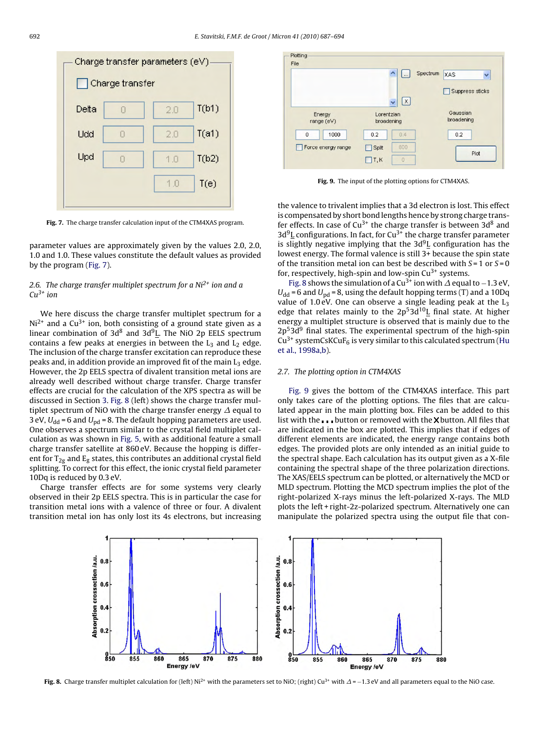Fig. 7. The charge transfer calculation input of the CTM4XAS program.

parameter values are approximately given by the values 2.0, 2.0, 1.0 and 1.0. These values constitute the default values as provided by the program (Fig. 7).

### 2.6. The charge transfer multiplet spectrum for a $Ni^{2+}$ ion and a $Cu^{3+}$ ion

We here discuss the charge transfer multiplet spectrum for a $Ni^{2+}$ and a $Cu^{3+}$ ion, both consisting of a ground state given as a linear combination of $3d^8$ and $3d^9\underline{L}$. The NiO 2p EELS spectrum contains a few peaks at energies in between the $L_3$ and $L_2$ edge. The inclusion of the charge transfer excitation can reproduce these peaks and, in addition provide an improved fit of the main $L_3$ edge. However, the 2p EELS spectra of divalent transition metal ions are already well described without charge transfer. Charge transfer effects are crucial for the calculation of the XPS spectra as will be discussed in Section 3. Fig. 8 (left) shows the charge transfer multiplet spectrum of NiO with the charge transfer energy $\Delta$ equal to 3 eV, $U_{dd}$ = 6 and $U_{pd}$ = 8. The default hopping parameters are used. One observes a spectrum similar to the crystal field multiplet calculation as was shown in Fig. 5, with as additional feature a small charge transfer satellite at 860 eV. Because the hopping is different for $T_{2g}$ and $E_g$ states, this contributes an additional crystal field splitting. To correct for this effect, the ionic crystal field parameter 10Dq is reduced by 0.3 eV.

Charge transfer effects are for some systems very clearly observed in their 2p EELS spectra. This is in particular the case for transition metal ions with a valence of three or four. A divalent transition metal ion has only lost its 4s electrons, but increasing the valence to trivalent implies that a 3d electron is lost. This effect is compensated by short bond lengths hence by strong charge transfer effects. In case of $Cu^{3+}$ the charge transfer is between $3d^8$ and $3d^9\underline{L}$ configurations. In fact, for $Cu^{3+}$ the charge transfer parameter is slightly negative implying that the $3d^9\underline{L}$ configuration has the lowest energy. The formal valence is still 3+ because the spin state of the transition metal ion can best be described with $S = 1$ or $S = 0$ for, respectively, high-spin and low-spin $Cu^{3+}$ systems.

Fig. 8 shows the simulation of a $Cu^{3+}$ ion with $\Delta$ equal to −1.3 eV, $U_{dd}$ = 6 and $U_{pd}$ = 8, using the default hopping terms (T) and a 10Dq value of 1.0 eV. One can observe a single leading peak at the $L_3$ edge that relates mainly to the $2p^5 3d^{10}\underline{L}$ final state. At higher energy a multiplet structure is observed that is mainly due to the $2p^5 3d^9$ final states. The experimental spectrum of the high-spin $Cu^{3+}$ system $CsKCuF_6$ is very similar to this calculated spectrum (Hu et al., 1998a,b).

Fig. 9. The input of the plotting options for CTM4XAS.

### 2.7. The plotting option in CTM4XAS

Fig. 9 gives the bottom of the CTM4XAS interface. This part only takes care of the plotting options. The files that are calculated appear in the main plotting box. Files can be added to this list with the **...** button or removed with the **X** button. All files that are indicated in the box are plotted. This implies that if edges of different elements are indicated, the energy range contains both edges. The provided plots are only intended as an initial guide to the spectral shape. Each calculation has its output given as a X-file containing the spectral shape of the three polarization directions. The XAS/EELS spectrum can be plotted, or alternatively the MCD or MLD spectrum. Plotting the MCD spectrum implies the plot of the right-polarized X-rays minus the left-polarized X-rays. The MLD plots the left + right-2z-polarized spectrum. Alternatively one can manipulate the polarized spectra using the output file that con-

Fig. 8. Charge transfer multiplet calculation for (left) $Ni^{2+}$ with the parameters set to NiO; (right) $Cu^{3+}$ with $\Delta$ = −1.3 eV and all parameters equal to the NiO case.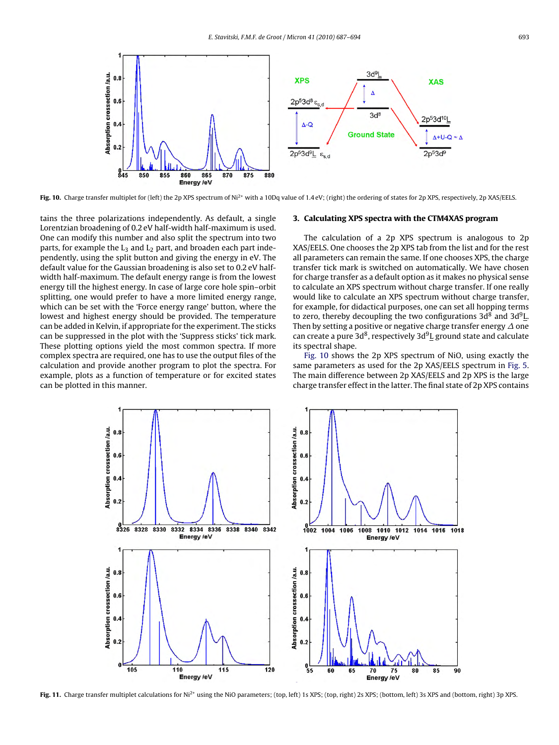Fig. 10. Charge transfer multiplet for (left) the 2p XPS spectrum of $Ni^{2+}$ with a 10Dq value of 1.4 eV; (right) the ordering of states for 2p XPS, respectively, 2p XAS/EELS.

tains the three polarizations independently. As default, a single Lorentzian broadening of 0.2 eV half-width half-maximum is used. One can modify this number and also split the spectrum into two parts, for example the $L_3$ and $L_2$ part, and broaden each part independently, using the split button and giving the energy in eV. The default value for the Gaussian broadening is also set to 0.2 eV half-width half-maximum. The default energy range is from the lowest energy till the highest energy. In case of large core hole spin–orbit splitting, one would prefer to have a more limited energy range, which can be set with the 'Force energy range' button, where the lowest and highest energy should be provided. The temperature can be added in Kelvin, if appropriate for the experiment. The sticks can be suppressed in the plot with the 'Suppress sticks' tick mark. These plotting options yield the most common spectra. If more complex spectra are required, one has to use the output files of the calculation and provide another program to plot the spectra. For example, plots as a function of temperature or for excited states can be plotted in this manner.

## 3. Calculating XPS spectra with the CTM4XAS program

The calculation of a 2p XPS spectrum is analogous to 2p XAS/EELS. One chooses the 2p XPS tab from the list and for the rest all parameters can remain the same. If one chooses XPS, the charge transfer tick mark is switched on automatically. We have chosen for charge transfer as a default option as it makes no physical sense to calculate an XPS spectrum without charge transfer. If one really would like to calculate an XPS spectrum without charge transfer, for example, for didactical purposes, one can set all hopping terms to zero, thereby decoupling the two configurations $3d^8$ and $3d^9\underline{L}$. Then by setting a positive or negative charge transfer energy $\Delta$ one can create a pure $3d^8$, respectively $3d^9\underline{L}$ ground state and calculate its spectral shape.

Fig. 10 shows the 2p XPS spectrum of NiO, using exactly the same parameters as used for the 2p XAS/EELS spectrum in Fig. 5. The main difference between 2p XAS/EELS and 2p XPS is the large charge transfer effect in the latter. The final state of 2p XPS contains

Fig. 11. Charge transfer multiplet calculations for $Ni^{2+}$ using the NiO parameters; (top, left) 1s XPS; (top, right) 2s XPS; (bottom, left) 3s XPS and (bottom, right) 3p XPS.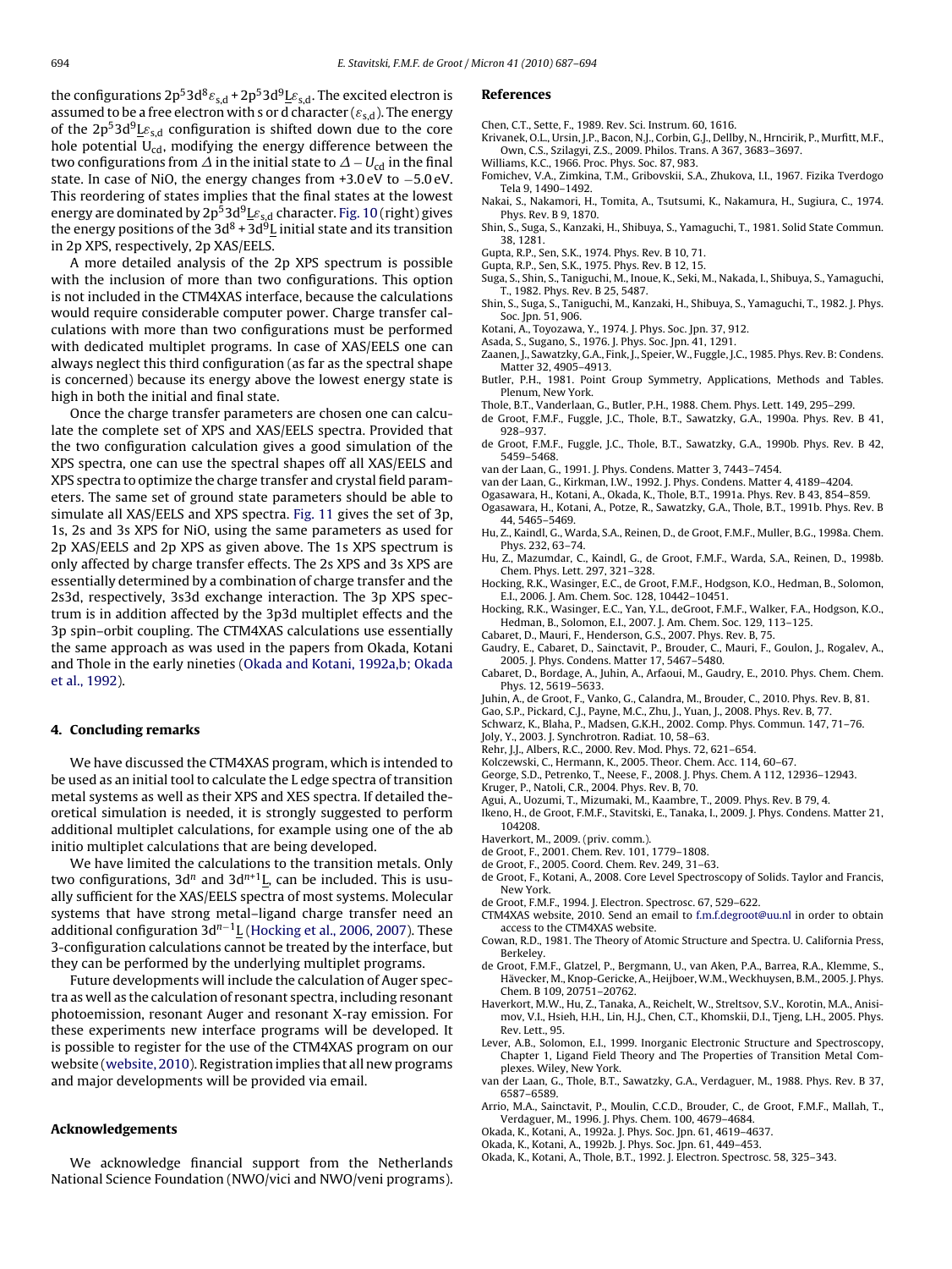the configurations $2p^53d^8\varepsilon_{s,d} + 2p^53d^9\underline{L}\varepsilon_{s,d}$. The excited electron is assumed to be a free electron with s or d character ($\varepsilon_{s,d}$). The energy of the $2p^53d^9\underline{L}\varepsilon_{s,d}$ configuration is shifted down due to the core hole potential $U_{cd}$, modifying the energy difference between the two configurations from $\Delta$ in the initial state to $\Delta - U_{cd}$ in the final state. In case of NiO, the energy changes from +3.0 eV to −5.0 eV. This reordering of states implies that the final states at the lowest energy are dominated by $2p^53d^9\underline{L}\varepsilon_{s,d}$ character. Fig. 10 (right) gives the energy positions of the $3d^8 + 3d^9\underline{L}$ initial state and its transition in 2p XPS, respectively, 2p XAS/EELS.

A more detailed analysis of the 2p XPS spectrum is possible with the inclusion of more than two configurations. This option is not included in the CTM4XAS interface, because the calculations would require considerable computer power. Charge transfer calculations with more than two configurations must be performed with dedicated multiplet programs. In case of XAS/EELS one can always neglect this third configuration (as far as the spectral shape is concerned) because its energy above the lowest energy state is high in both the initial and final state.

Once the charge transfer parameters are chosen one can calculate the complete set of XPS and XAS/EELS spectra. Provided that the two configuration calculation gives a good simulation of the XPS spectra, one can use the spectral shapes off all XAS/EELS and XPS spectra to optimize the charge transfer and crystal field parameters. The same set of ground state parameters should be able to simulate all XAS/EELS and XPS spectra. Fig. 11 gives the set of 3p, 1s, 2s and 3s XPS for NiO, using the same parameters as used for 2p XAS/EELS and 2p XPS as given above. The 1s XPS spectrum is only affected by charge transfer effects. The 2s XPS and 3s XPS are essentially determined by a combination of charge transfer and the 2s3d, respectively, 3s3d exchange interaction. The 3p XPS spectrum is in addition affected by the 3p3d multiplet effects and the 3p spin–orbit coupling. The CTM4XAS calculations use essentially the same approach as was used in the papers from Okada, Kotani and Thole in the early nineties (Okada and Kotani, 1992a,b; Okada et al., 1992).

## 4. Concluding remarks

We have discussed the CTM4XAS program, which is intended to be used as an initial tool to calculate the L edge spectra of transition metal systems as well as their XPS and XES spectra. If detailed theoretical simulation is needed, it is strongly suggested to perform additional multiplet calculations, for example using one of the ab initio multiplet calculations that are being developed.

We have limited the calculations to the transition metals. Only two configurations, $3d^n$ and $3d^{n+1}\underline{L}$, can be included. This is usually sufficient for the XAS/EELS spectra of most systems. Molecular systems that have strong metal–ligand charge transfer need an additional configuration $3d^{n-1}\underline{L}$ (Hocking et al., 2006, 2007). These 3-configuration calculations cannot be treated by the interface, but they can be performed by the underlying multiplet programs.

Future developments will include the calculation of Auger spectra as well as the calculation of resonant spectra, including resonant photoemission, resonant Auger and resonant X-ray emission. For these experiments new interface programs will be developed. It is possible to register for the use of the CTM4XAS program on our website (website, 2010). Registration implies that all new programs and major developments will be provided via email.

## Acknowledgements

We acknowledge financial support from the Netherlands National Science Foundation (NWO/vici and NWO/veni programs).

## References

Chen, C.T., Sette, F., 1989. Rev. Sci. Instrum. 60, 1616.
Krivanek, O.L., Ursin, J.P., Bacon, N.J., Corbin, G.J., Dellby, N., Hrncirik, P., Murfitt, M.F., Own, C.S., Szilagyi, Z.S., 2009. Philos. Trans. A 367, 3683–3697.
Williams, K.C., 1966. Proc. Phys. Soc. 87, 983.
Fomichev, V.A., Zimkina, T.M., Gribovskii, S.A., Zhukova, I.I., 1967. Fizika Tverdogo Tela 9, 1490–1492.
Nakai, S., Nakamori, H., Tomita, A., Tsutsumi, K., Nakamura, H., Sugiura, C., 1974. Phys. Rev. B 9, 1870.
Shin, S., Suga, S., Kanzaki, H., Shibuya, S., Yamaguchi, T., 1981. Solid State Commun. 38, 1281.
Gupta, R.P., Sen, S.K., 1974. Phys. Rev. B 10, 71.
Gupta, R.P., Sen, S.K., 1975. Phys. Rev. B 12, 15.
Suga, S., Shin, S., Taniguchi, M., Inoue, K., Seki, M., Nakada, I., Shibuya, S., Yamaguchi, T., 1982. Phys. Rev. B 25, 5487.
Shin, S., Suga, S., Taniguchi, M., Kanzaki, H., Shibuya, S., Yamaguchi, T., 1982. J. Phys. Soc. Jpn. 51, 906.
Kotani, A., Toyozawa, Y., 1974. J. Phys. Soc. Jpn. 37, 912.
Asada, S., Sugano, S., 1976. J. Phys. Soc. Jpn. 41, 1291.
Zaanen, J., Sawatzky, G.A., Fink, J., Speier, W., Fuggle, J.C., 1985. Phys. Rev. B: Condens. Matter 32, 4905–4913.
Butler, P.H., 1981. Point Group Symmetry, Applications, Methods and Tables. Plenum, New York.
Thole, B.T., Vanderlaan, G., Butler, P.H., 1988. Chem. Phys. Lett. 149, 295–299.
de Groot, F.M.F., Fuggle, J.C., Thole, B.T., Sawatzky, G.A., 1990a. Phys. Rev. B 41, 928–937.
de Groot, F.M.F., Fuggle, J.C., Thole, B.T., Sawatzky, G.A., 1990b. Phys. Rev. B 42, 5459–5468.
van der Laan, G., 1991. J. Phys. Condens. Matter 3, 7443–7454.
van der Laan, G., Kirkman, I.W., 1992. J. Phys. Condens. Matter 4, 4189–4204.
Ogasawara, H., Kotani, A., Okada, K., Thole, B.T., 1991a. Phys. Rev. B 43, 854–859.
Ogasawara, H., Kotani, A., Potze, R., Sawatzky, G.A., Thole, B.T., 1991b. Phys. Rev. B 44, 5465–5469.
Hu, Z., Kaindl, G., Warda, S.A., Reinen, D., de Groot, F.M.F., Muller, B.G., 1998a. Chem. Phys. 232, 63–74.
Hu, Z., Mazumdar, C., Kaindl, G., de Groot, F.M.F., Warda, S.A., Reinen, D., 1998b. Chem. Phys. Lett. 297, 321–328.
Hocking, R.K., Wasinger, E.C., de Groot, F.M.F., Hodgson, K.O., Hedman, B., Solomon, E.I., 2006. J. Am. Chem. Soc. 128, 10442–10451.
Hocking, R.K., Wasinger, E.C., Yan, Y.L., deGroot, F.M.F., Walker, F.A., Hodgson, K.O., Hedman, B., Solomon, E.I., 2007. J. Am. Chem. Soc. 129, 113–125.
Cabaret, D., Mauri, F., Henderson, G.S., 2007. Phys. Rev. B, 75.
Gaudry, E., Cabaret, D., Sainctavit, P., Brouder, C., Mauri, F., Goulon, J., Rogalev, A., 2005. J. Phys. Condens. Matter 17, 5467–5480.
Cabaret, D., Bordage, A., Juhin, A., Arfaoui, M., Gaudry, E., 2010. Phys. Chem. Chem. Phys. 12, 5619–5633.
Juhin, A., de Groot, F., Vanko, G., Calandra, M., Brouder, C., 2010. Phys. Rev. B, 81.
Gao, S.P., Pickard, C.J., Payne, M.C., Zhu, J., Yuan, J., 2008. Phys. Rev. B, 77.
Schwarz, K., Blaha, P., Madsen, G.K.H., 2002. Comp. Phys. Commun. 147, 71–76.
Joly, Y., 2003. J. Synchrotron. Radiat. 10, 58–63.
Rehr, J.J., Albers, R.C., 2000. Rev. Mod. Phys. 72, 621–654.
Kolczewski, C., Hermann, K., 2005. Theor. Chem. Acc. 114, 60–67.
George, S.D., Petrenko, T., Neese, F., 2008. J. Phys. Chem. A 112, 12936–12943.
Kruger, P., Natoli, C.R., 2004. Phys. Rev. B, 70.
Agui, A., Uozumi, T., Mizumaki, M., Kaambre, T., 2009. Phys. Rev. B 79, 4.
Ikeno, H., de Groot, F.M.F., Stavitski, E., Tanaka, I., 2009. J. Phys. Condens. Matter 21, 104208.
Haverkort, M., 2009. (priv. comm.).
de Groot, F., 2001. Chem. Rev. 101, 1779–1808.
de Groot, F., 2005. Coord. Chem. Rev. 249, 31–63.
de Groot, F., Kotani, A., 2008. Core Level Spectroscopy of Solids. Taylor and Francis, New York.
de Groot, F.M.F., 1994. J. Electron. Spectrosc. 67, 529–622.
CTM4XAS website, 2010. Send an email to f.m.f.degroot@uu.nl in order to obtain access to the CTM4XAS website.
Cowan, R.D., 1981. The Theory of Atomic Structure and Spectra. U. California Press, Berkeley.
de Groot, F.M.F., Glatzel, P., Bergmann, U., van Aken, P.A., Barrea, R.A., Klemme, S., Hävecker, M., Knop-Gericke, A., Heijboer, W.M., Weckhuysen, B.M., 2005. J. Phys. Chem. B 109, 20751–20762.
Haverkort, M.W., Hu, Z., Tanaka, A., Reichelt, W., Streltsov, S.V., Korotin, M.A., Anisimov, V.I., Hsieh, H.H., Lin, H.J., Chen, C.T., Khomskii, D.I., Tjeng, L.H., 2005. Phys. Rev. Lett., 95.
Lever, A.B., Solomon, E.I., 1999. Inorganic Electronic Structure and Spectroscopy, Chapter 1, Ligand Field Theory and The Properties of Transition Metal Complexes. Wiley, New York.
van der Laan, G., Thole, B.T., Sawatzky, G.A., Verdaguer, M., 1988. Phys. Rev. B 37, 6587–6589.
Arrio, M.A., Sainctavit, P., Moulin, C.C.D., Brouder, C., de Groot, F.M.F., Mallah, T., Verdaguer, M., 1996. J. Phys. Chem. 100, 4679–4684.
Okada, K., Kotani, A., 1992a. J. Phys. Soc. Jpn. 61, 4619–4637.
Okada, K., Kotani, A., 1992b. J. Phys. Soc. Jpn. 61, 449–453.
Okada, K., Kotani, A., Thole, B.T., 1992. J. Electron. Spectrosc. 58, 325–343.